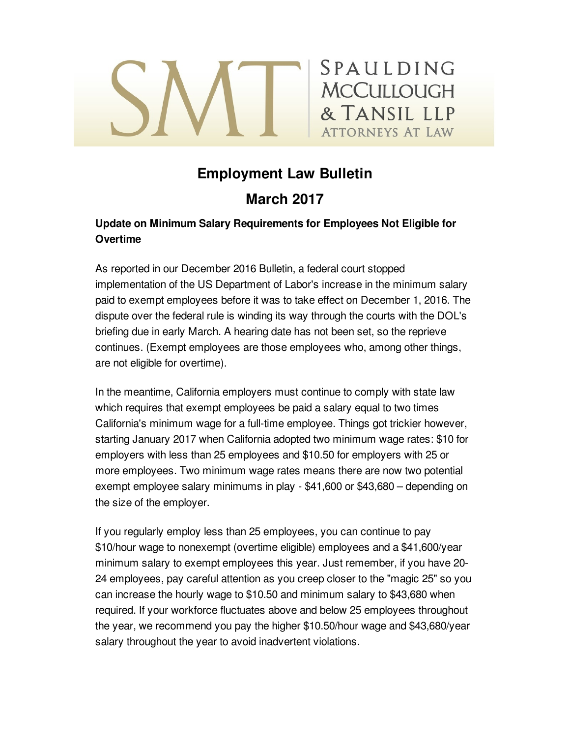SMT | Spaulding McCullough & Tansil LLP
Attorneys At Law

# Employment Law Bulletin

# March 2017

### Update on Minimum Salary Requirements for Employees Not Eligible for Overtime

As reported in our December 2016 Bulletin, a federal court stopped implementation of the US Department of Labor's increase in the minimum salary paid to exempt employees before it was to take effect on December 1, 2016. The dispute over the federal rule is winding its way through the courts with the DOL's briefing due in early March. A hearing date has not been set, so the reprieve continues. (Exempt employees are those employees who, among other things, are not eligible for overtime).

In the meantime, California employers must continue to comply with state law which requires that exempt employees be paid a salary equal to two times California's minimum wage for a full-time employee. Things got trickier however, starting January 2017 when California adopted two minimum wage rates: $10 for employers with less than 25 employees and $10.50 for employers with 25 or more employees. Two minimum wage rates means there are now two potential exempt employee salary minimums in play - $41,600 or $43,680 – depending on the size of the employer.

If you regularly employ less than 25 employees, you can continue to pay $10/hour wage to nonexempt (overtime eligible) employees and a $41,600/year minimum salary to exempt employees this year. Just remember, if you have 20-24 employees, pay careful attention as you creep closer to the "magic 25" so you can increase the hourly wage to $10.50 and minimum salary to $43,680 when required. If your workforce fluctuates above and below 25 employees throughout the year, we recommend you pay the higher $10.50/hour wage and $43,680/year salary throughout the year to avoid inadvertent violations.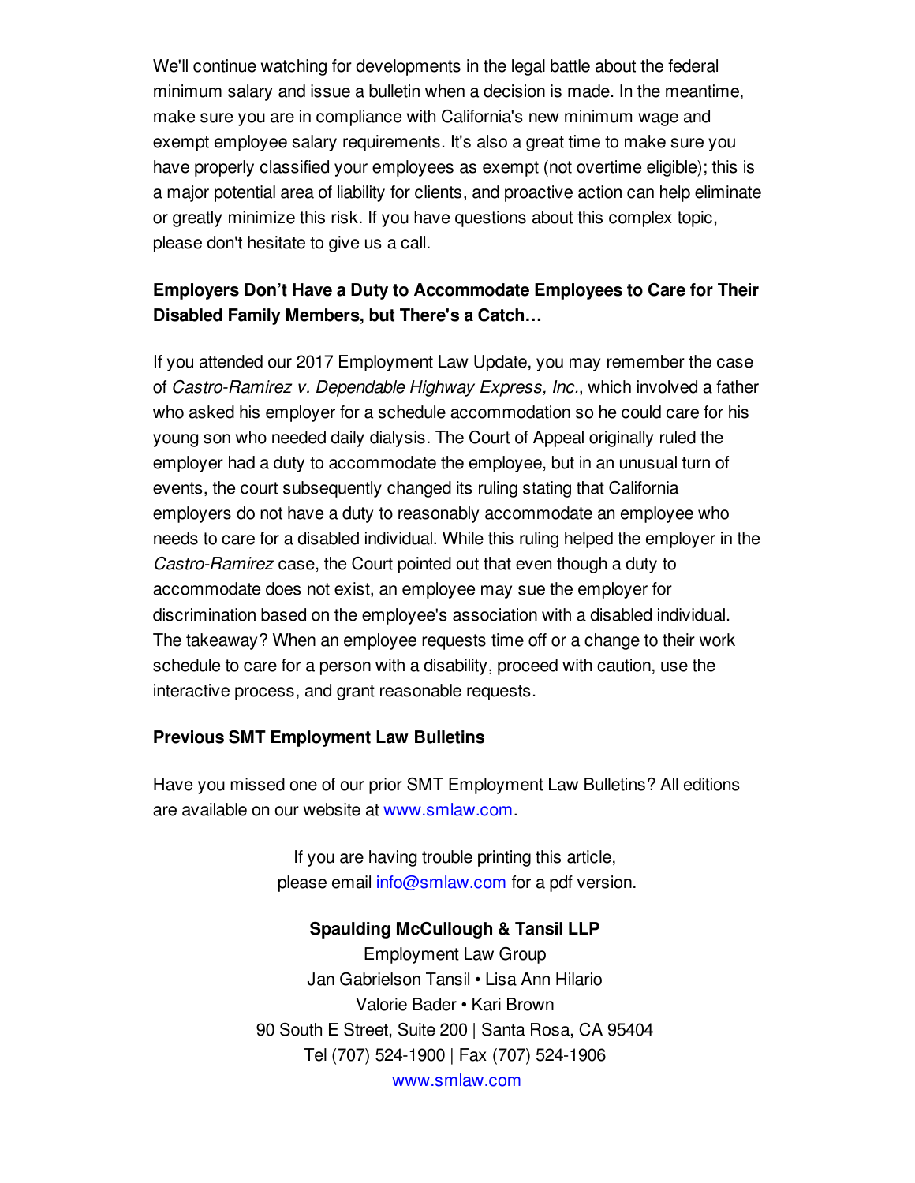We'll continue watching for developments in the legal battle about the federal minimum salary and issue a bulletin when a decision is made. In the meantime, make sure you are in compliance with California's new minimum wage and exempt employee salary requirements. It's also a great time to make sure you have properly classified your employees as exempt (not overtime eligible); this is a major potential area of liability for clients, and proactive action can help eliminate or greatly minimize this risk. If you have questions about this complex topic, please don't hesitate to give us a call.

**Employers Don't Have a Duty to Accommodate Employees to Care for Their Disabled Family Members, but There's a Catch…**

If you attended our 2017 Employment Law Update, you may remember the case of *Castro-Ramirez v. Dependable Highway Express, Inc.*, which involved a father who asked his employer for a schedule accommodation so he could care for his young son who needed daily dialysis. The Court of Appeal originally ruled the employer had a duty to accommodate the employee, but in an unusual turn of events, the court subsequently changed its ruling stating that California employers do not have a duty to reasonably accommodate an employee who needs to care for a disabled individual. While this ruling helped the employer in the *Castro-Ramirez* case, the Court pointed out that even though a duty to accommodate does not exist, an employee may sue the employer for discrimination based on the employee's association with a disabled individual. The takeaway? When an employee requests time off or a change to their work schedule to care for a person with a disability, proceed with caution, use the interactive process, and grant reasonable requests.

**Previous SMT Employment Law Bulletins**

Have you missed one of our prior SMT Employment Law Bulletins? All editions are available on our website at www.smlaw.com.

If you are having trouble printing this article,
please email info@smlaw.com for a pdf version.

**Spaulding McCullough & Tansil LLP**
Employment Law Group
Jan Gabrielson Tansil • Lisa Ann Hilario
Valorie Bader • Kari Brown
90 South E Street, Suite 200 | Santa Rosa, CA 95404
Tel (707) 524-1900 | Fax (707) 524-1906
www.smlaw.com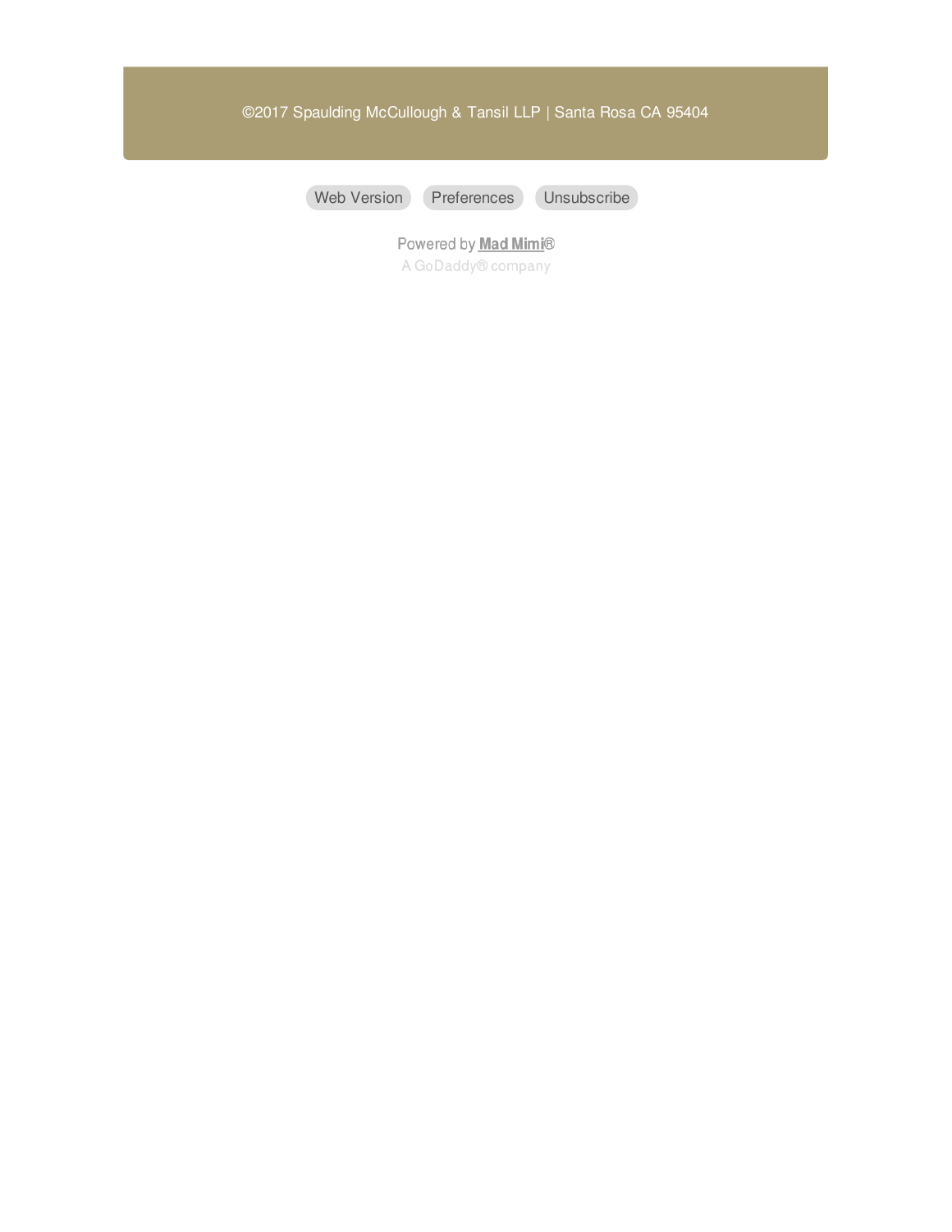©2017 Spaulding McCullough & Tansil LLP | Santa Rosa CA 95404

Web Version Preferences Unsubscribe

Powered by **Mad Mimi**®

A GoDaddy® company